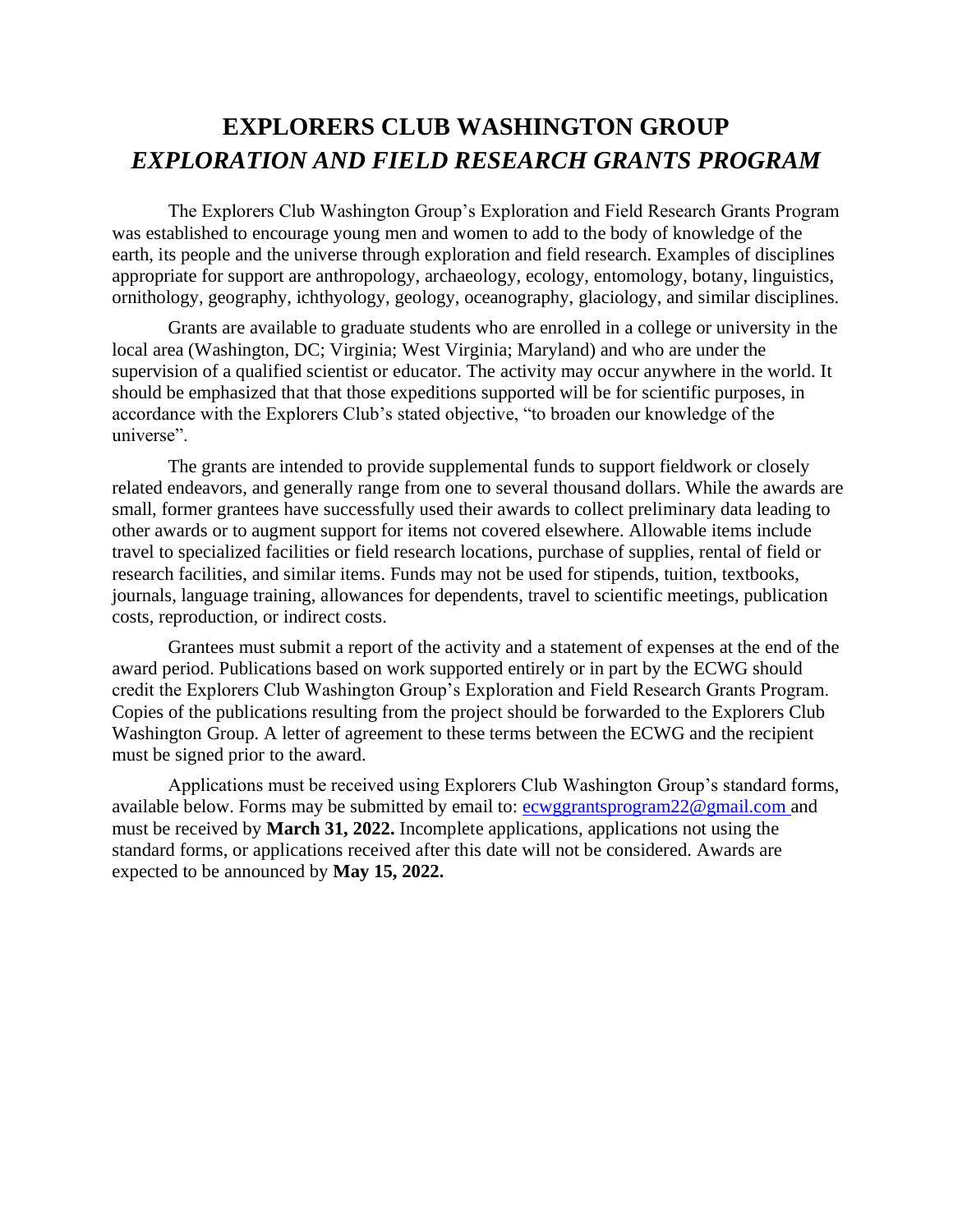# EXPLORERS CLUB WASHINGTON GROUP
# *EXPLORATION AND FIELD RESEARCH GRANTS PROGRAM*

The Explorers Club Washington Group's Exploration and Field Research Grants Program was established to encourage young men and women to add to the body of knowledge of the earth, its people and the universe through exploration and field research. Examples of disciplines appropriate for support are anthropology, archaeology, ecology, entomology, botany, linguistics, ornithology, geography, ichthyology, geology, oceanography, glaciology, and similar disciplines.

Grants are available to graduate students who are enrolled in a college or university in the local area (Washington, DC; Virginia; West Virginia; Maryland) and who are under the supervision of a qualified scientist or educator. The activity may occur anywhere in the world. It should be emphasized that that those expeditions supported will be for scientific purposes, in accordance with the Explorers Club's stated objective, "to broaden our knowledge of the universe".

The grants are intended to provide supplemental funds to support fieldwork or closely related endeavors, and generally range from one to several thousand dollars. While the awards are small, former grantees have successfully used their awards to collect preliminary data leading to other awards or to augment support for items not covered elsewhere. Allowable items include travel to specialized facilities or field research locations, purchase of supplies, rental of field or research facilities, and similar items. Funds may not be used for stipends, tuition, textbooks, journals, language training, allowances for dependents, travel to scientific meetings, publication costs, reproduction, or indirect costs.

Grantees must submit a report of the activity and a statement of expenses at the end of the award period. Publications based on work supported entirely or in part by the ECWG should credit the Explorers Club Washington Group's Exploration and Field Research Grants Program. Copies of the publications resulting from the project should be forwarded to the Explorers Club Washington Group. A letter of agreement to these terms between the ECWG and the recipient must be signed prior to the award.

Applications must be received using Explorers Club Washington Group's standard forms, available below. Forms may be submitted by email to: ecwggrantsprogram22@gmail.com and must be received by **March 31, 2022.** Incomplete applications, applications not using the standard forms, or applications received after this date will not be considered. Awards are expected to be announced by **May 15, 2022.**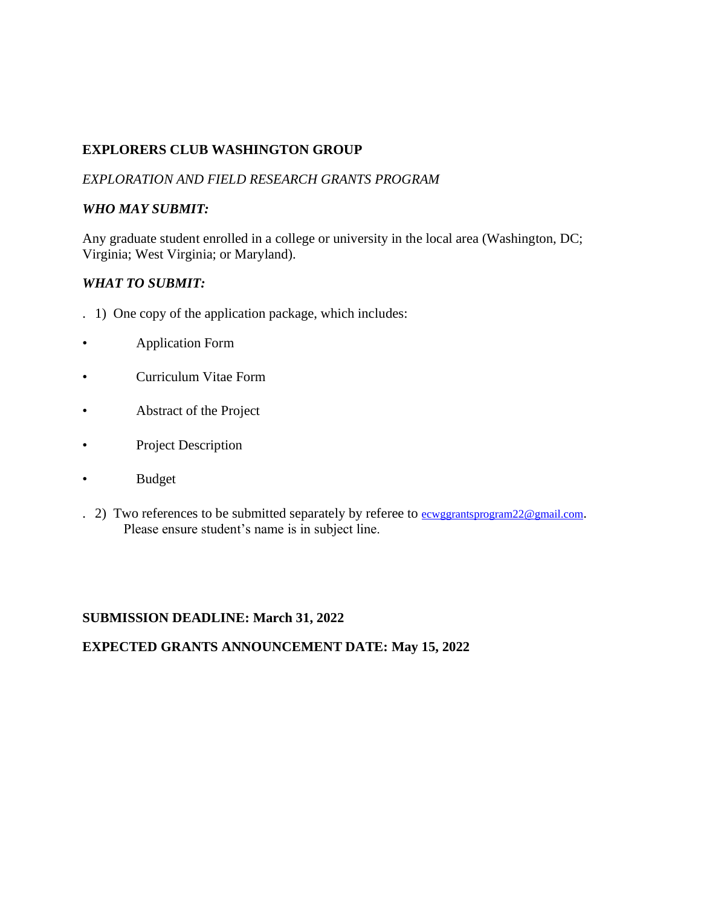**EXPLORERS CLUB WASHINGTON GROUP**

*EXPLORATION AND FIELD RESEARCH GRANTS PROGRAM*

***WHO MAY SUBMIT:***

Any graduate student enrolled in a college or university in the local area (Washington, DC; Virginia; West Virginia; or Maryland).

***WHAT TO SUBMIT:***

1) One copy of the application package, which includes:

- Application Form
- Curriculum Vitae Form
- Abstract of the Project
- Project Description
- Budget

2) Two references to be submitted separately by referee to ecwggrantsprogram22@gmail.com. Please ensure student's name is in subject line.

**SUBMISSION DEADLINE: March 31, 2022**

**EXPECTED GRANTS ANNOUNCEMENT DATE: May 15, 2022**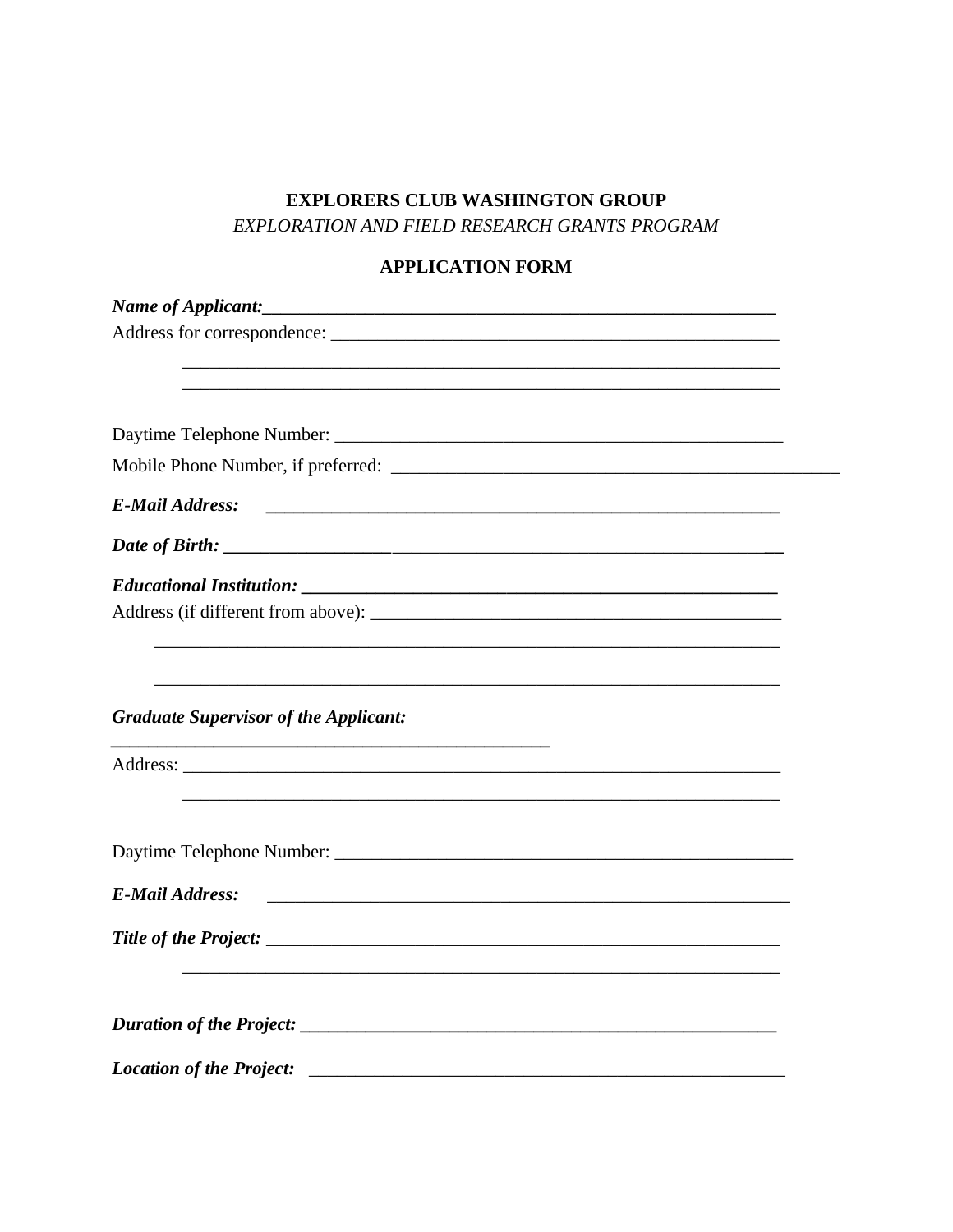**EXPLORERS CLUB WASHINGTON GROUP**

*EXPLORATION AND FIELD RESEARCH GRANTS PROGRAM*

**APPLICATION FORM**

***Name of Applicant:*** ________________________________________________________

Address for correspondence: _______________________________________________

_______________________________________________________________

_______________________________________________________________

Daytime Telephone Number: _______________________________________________

Mobile Phone Number, if preferred: _______________________________________________

***E-Mail Address:*** ______________________________________________________

***Date of Birth:*** ________________________________________________________

***Educational Institution:*** _______________________________________________

Address (if different from above): _______________________________________________

_______________________________________________________________

_______________________________________________________________

***Graduate Supervisor of the Applicant:***

______________________________________________

Address: _______________________________________________________________

_______________________________________________________________

Daytime Telephone Number: _______________________________________________

***E-Mail Address:*** ______________________________________________________

***Title of the Project:*** _______________________________________________

_______________________________________________________________

***Duration of the Project:*** _______________________________________________

***Location of the Project:*** _______________________________________________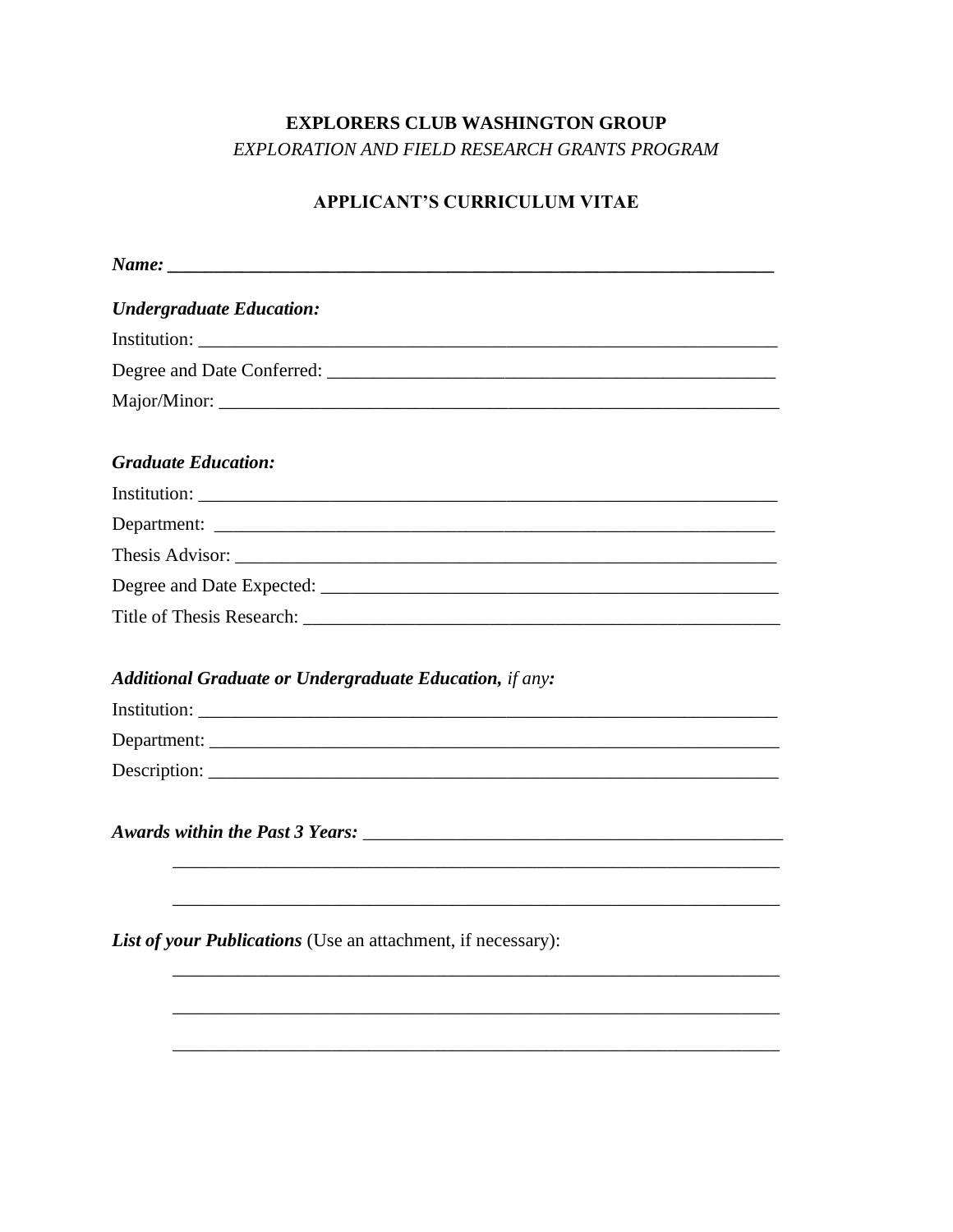**EXPLORERS CLUB WASHINGTON GROUP**

*EXPLORATION AND FIELD RESEARCH GRANTS PROGRAM*

**APPLICANT'S CURRICULUM VITAE**

***Name:*** ____________________________________________________________________

***Undergraduate Education:***

Institution: ____________________________________________________________________

Degree and Date Conferred: ______________________________________________________

Major/Minor: ___________________________________________________________________

***Graduate Education:***

Institution: ____________________________________________________________________

Department: ___________________________________________________________________

Thesis Advisor: _________________________________________________________________

Degree and Date Expected: _______________________________________________________

Title of Thesis Research: ________________________________________________________

***Additional Graduate or Undergraduate Education,*** *if any***:**

Institution: ____________________________________________________________________

Department: ___________________________________________________________________

Description: ___________________________________________________________________

***Awards within the Past 3 Years:*** ______________________________________________

_____________________________________________________________________

_____________________________________________________________________

***List of your Publications*** (Use an attachment, if necessary):

_____________________________________________________________________

_____________________________________________________________________

_____________________________________________________________________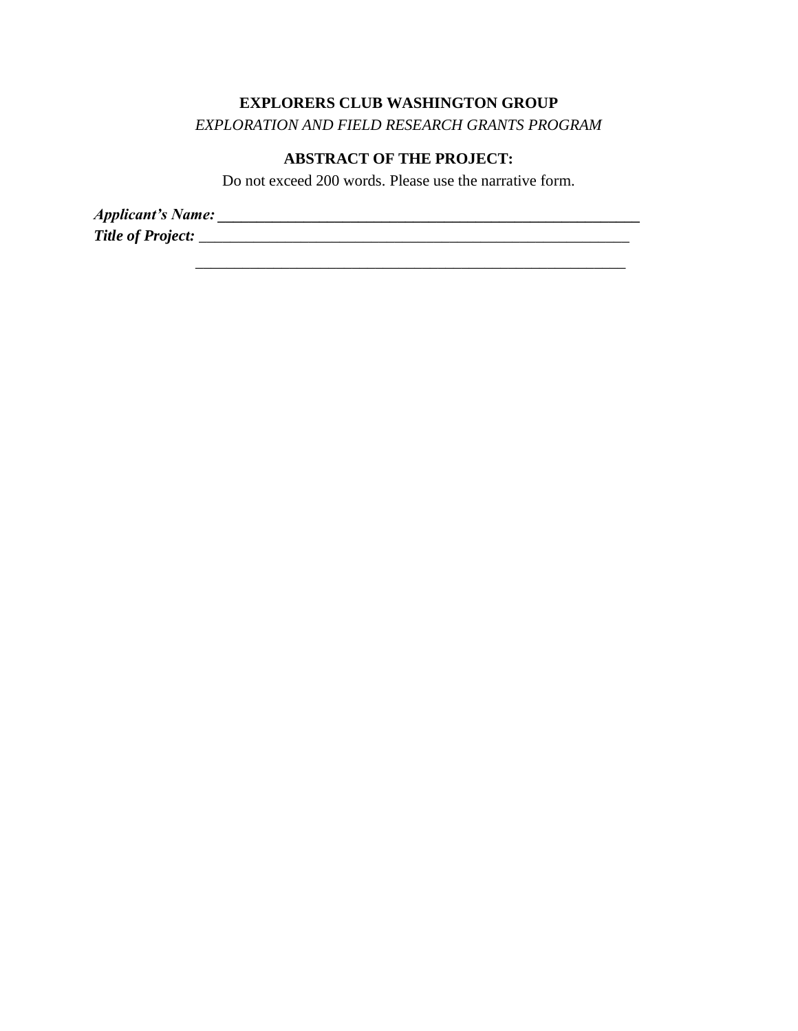**EXPLORERS CLUB WASHINGTON GROUP**

*EXPLORATION AND FIELD RESEARCH GRANTS PROGRAM*

**ABSTRACT OF THE PROJECT:**

Do not exceed 200 words. Please use the narrative form.

***Applicant's Name:*** **___________________________________________________________**

***Title of Project:*** ___________________________________________________________

___________________________________________________________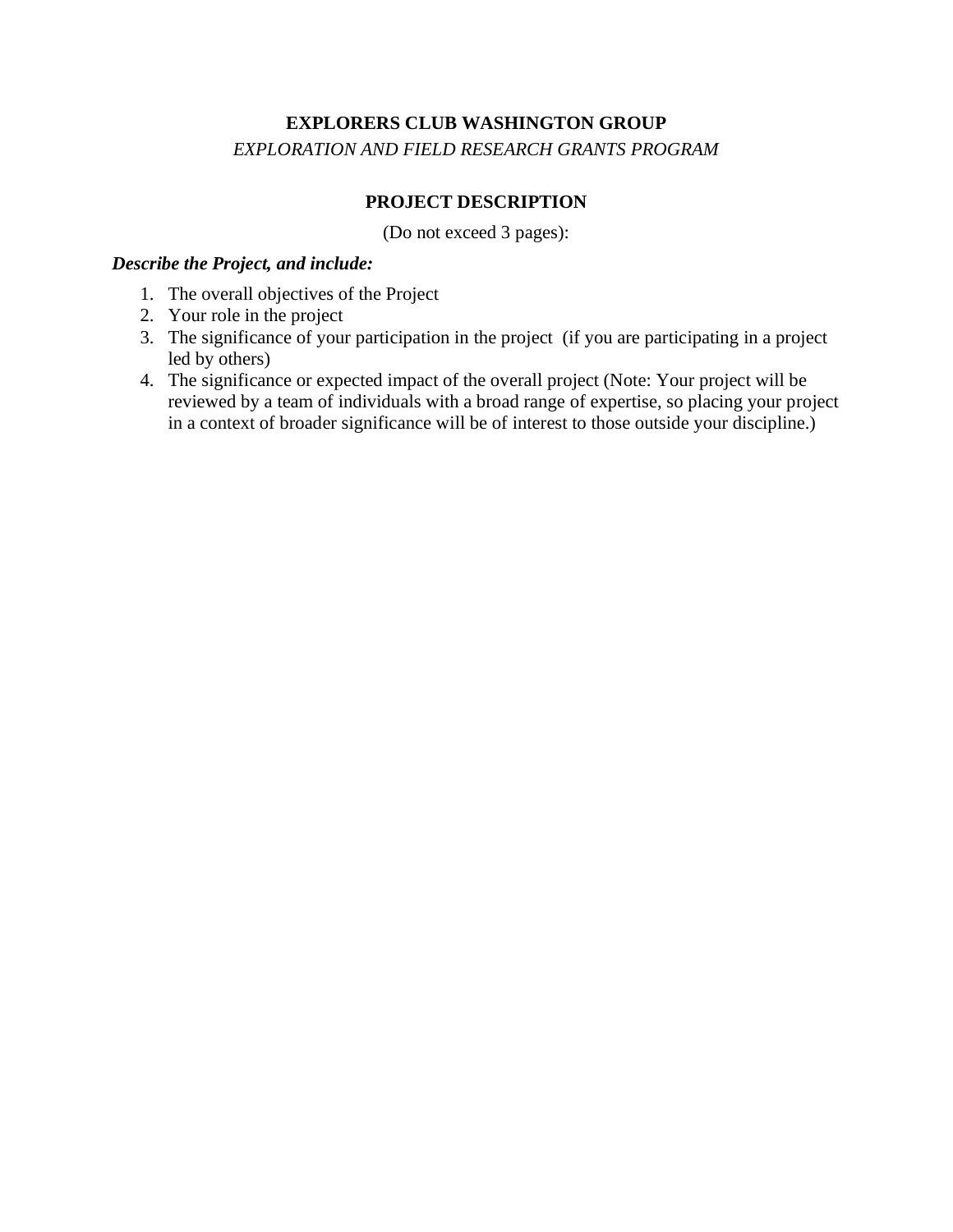**EXPLORERS CLUB WASHINGTON GROUP**

*EXPLORATION AND FIELD RESEARCH GRANTS PROGRAM*

**PROJECT DESCRIPTION**

(Do not exceed 3 pages):

***Describe the Project, and include:***

1. The overall objectives of the Project
2. Your role in the project
3. The significance of your participation in the project (if you are participating in a project led by others)
4. The significance or expected impact of the overall project (Note: Your project will be reviewed by a team of individuals with a broad range of expertise, so placing your project in a context of broader significance will be of interest to those outside your discipline.)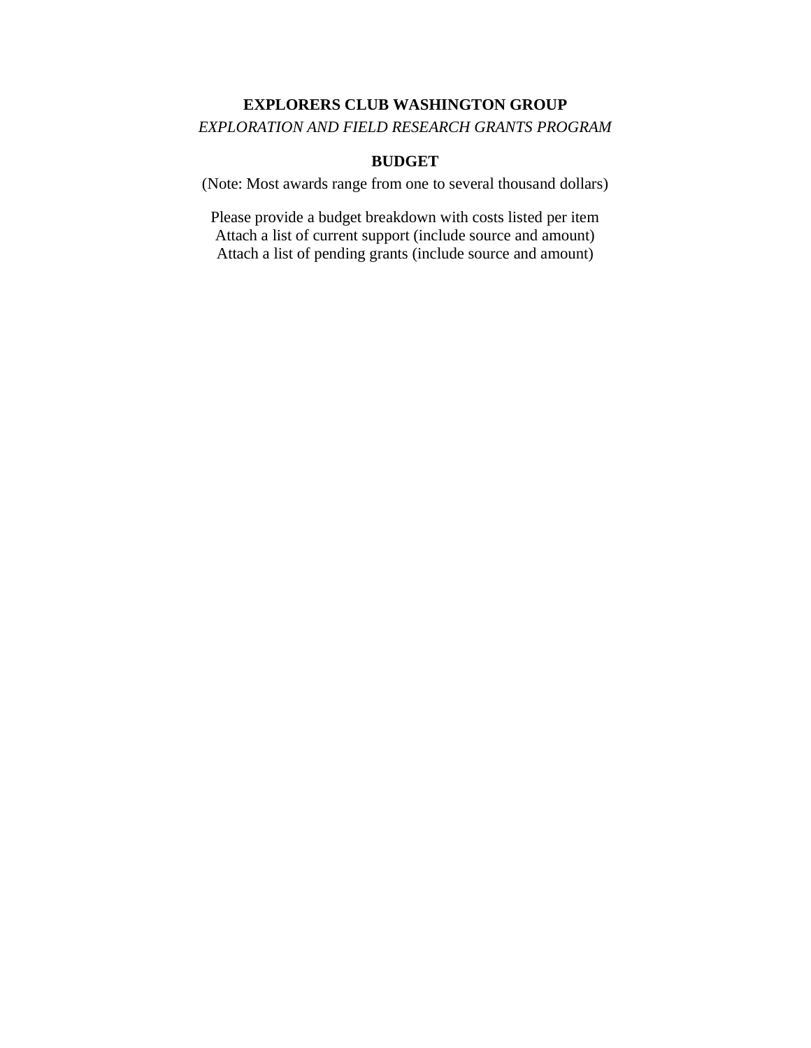**EXPLORERS CLUB WASHINGTON GROUP**

*EXPLORATION AND FIELD RESEARCH GRANTS PROGRAM*

## BUDGET

(Note: Most awards range from one to several thousand dollars)

Please provide a budget breakdown with costs listed per item
Attach a list of current support (include source and amount)
Attach a list of pending grants (include source and amount)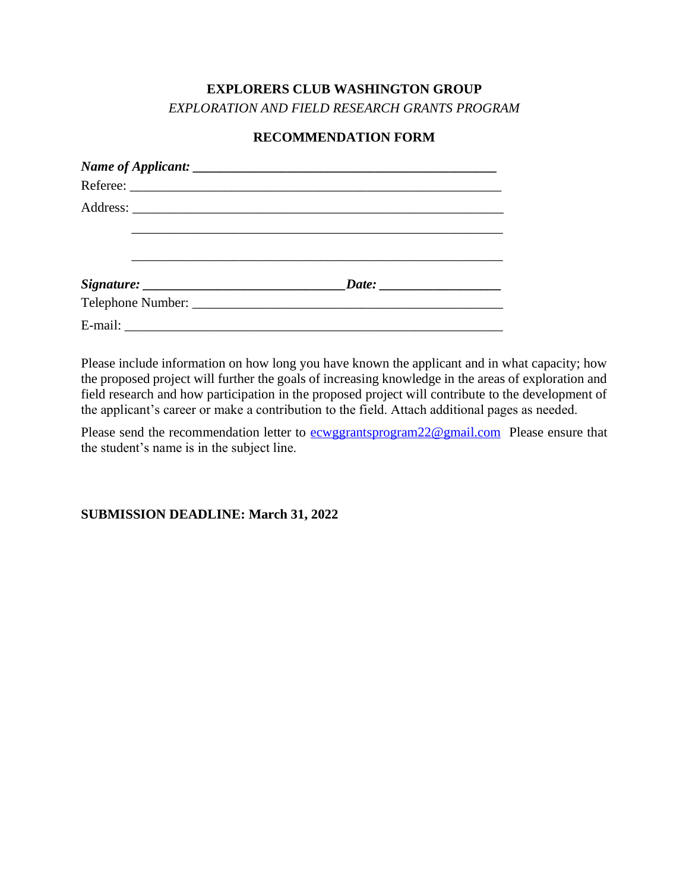**EXPLORERS CLUB WASHINGTON GROUP**

*EXPLORATION AND FIELD RESEARCH GRANTS PROGRAM*

**RECOMMENDATION FORM**

***Name of Applicant:*** ___________________________________________

Referee: ____________________________________________________

Address: ____________________________________________________

____________________________________________________

____________________________________________________

***Signature:*** ___________________________ ***Date:*** _________________

Telephone Number: ___________________________________________

E-mail: ______________________________________________________

Please include information on how long you have known the applicant and in what capacity; how the proposed project will further the goals of increasing knowledge in the areas of exploration and field research and how participation in the proposed project will contribute to the development of the applicant's career or make a contribution to the field. Attach additional pages as needed.

Please send the recommendation letter to ecwggrantsprogram22@gmail.com Please ensure that the student's name is in the subject line.

**SUBMISSION DEADLINE: March 31, 2022**